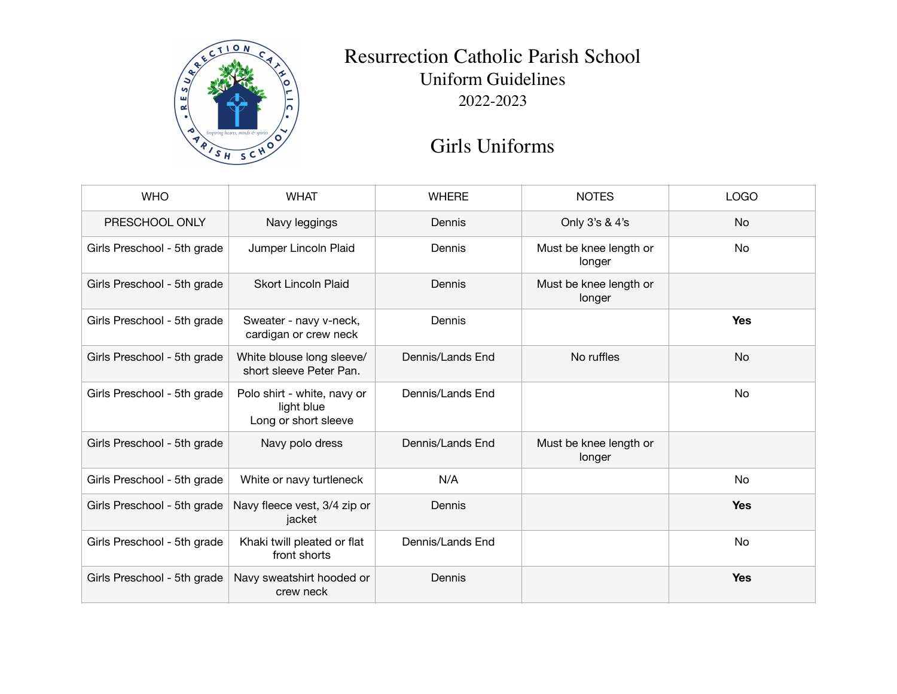# Resurrection Catholic Parish School

## Uniform Guidelines

## 2022-2023

## Girls Uniforms

| WHO | WHAT | WHERE | NOTES | LOGO |
|---|---|---|---|---|
| PRESCHOOL ONLY | Navy leggings | Dennis | Only 3's & 4's | No |
| Girls Preschool - 5th grade | Jumper Lincoln Plaid | Dennis | Must be knee length or longer | No |
| Girls Preschool - 5th grade | Skort Lincoln Plaid | Dennis | Must be knee length or longer | |
| Girls Preschool - 5th grade | Sweater - navy v-neck, cardigan or crew neck | Dennis | | **Yes** |
| Girls Preschool - 5th grade | White blouse long sleeve/ short sleeve Peter Pan. | Dennis/Lands End | No ruffles | No |
| Girls Preschool - 5th grade | Polo shirt - white, navy or light blue Long or short sleeve | Dennis/Lands End | | No |
| Girls Preschool - 5th grade | Navy polo dress | Dennis/Lands End | Must be knee length or longer | |
| Girls Preschool - 5th grade | White or navy turtleneck | N/A | | No |
| Girls Preschool - 5th grade | Navy fleece vest, 3/4 zip or jacket | Dennis | | **Yes** |
| Girls Preschool - 5th grade | Khaki twill pleated or flat front shorts | Dennis/Lands End | | No |
| Girls Preschool - 5th grade | Navy sweatshirt hooded or crew neck | Dennis | | **Yes** |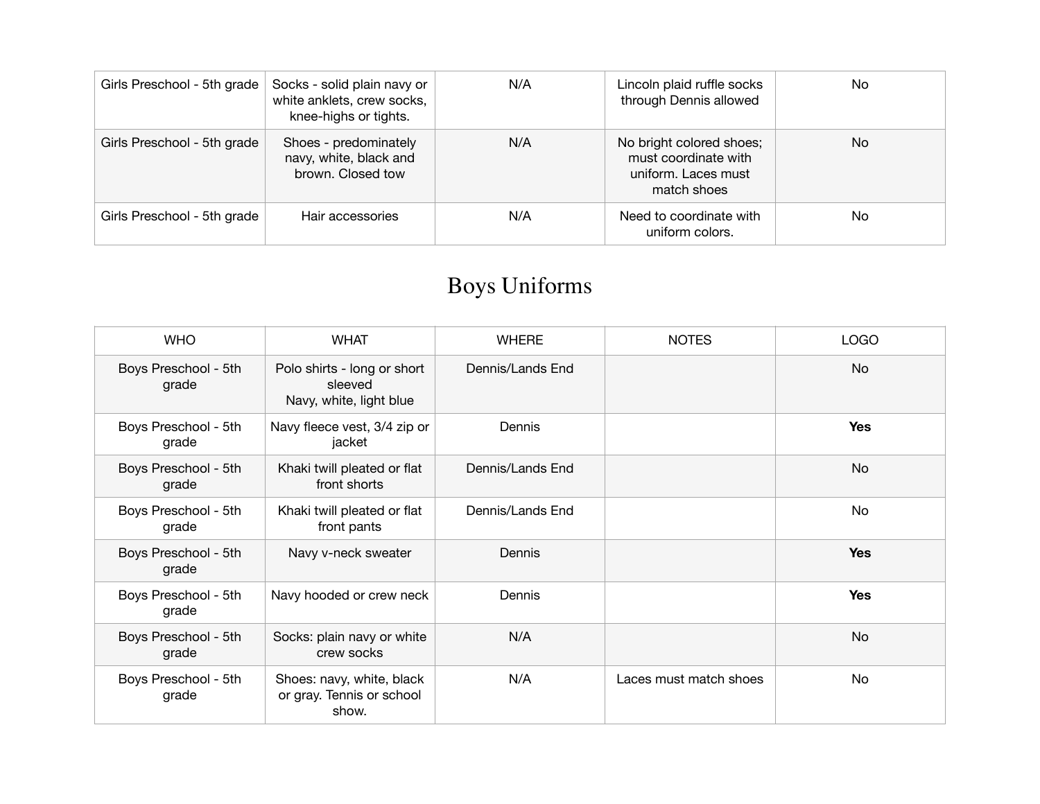| | | | | |
|---|---|---|---|---|
| Girls Preschool - 5th grade | Socks - solid plain navy or white anklets, crew socks, knee-highs or tights. | N/A | Lincoln plaid ruffle socks through Dennis allowed | No |
| Girls Preschool - 5th grade | Shoes - predominately navy, white, black and brown. Closed tow | N/A | No bright colored shoes; must coordinate with uniform. Laces must match shoes | No |
| Girls Preschool - 5th grade | Hair accessories | N/A | Need to coordinate with uniform colors. | No |

# Boys Uniforms

| WHO | WHAT | WHERE | NOTES | LOGO |
|---|---|---|---|---|
| Boys Preschool - 5th grade | Polo shirts - long or short sleeved<br>Navy, white, light blue | Dennis/Lands End | | No |
| Boys Preschool - 5th grade | Navy fleece vest, 3/4 zip or jacket | Dennis | | **Yes** |
| Boys Preschool - 5th grade | Khaki twill pleated or flat front shorts | Dennis/Lands End | | No |
| Boys Preschool - 5th grade | Khaki twill pleated or flat front pants | Dennis/Lands End | | No |
| Boys Preschool - 5th grade | Navy v-neck sweater | Dennis | | **Yes** |
| Boys Preschool - 5th grade | Navy hooded or crew neck | Dennis | | **Yes** |
| Boys Preschool - 5th grade | Socks: plain navy or white crew socks | N/A | | No |
| Boys Preschool - 5th grade | Shoes: navy, white, black or gray. Tennis or school show. | N/A | Laces must match shoes | No |